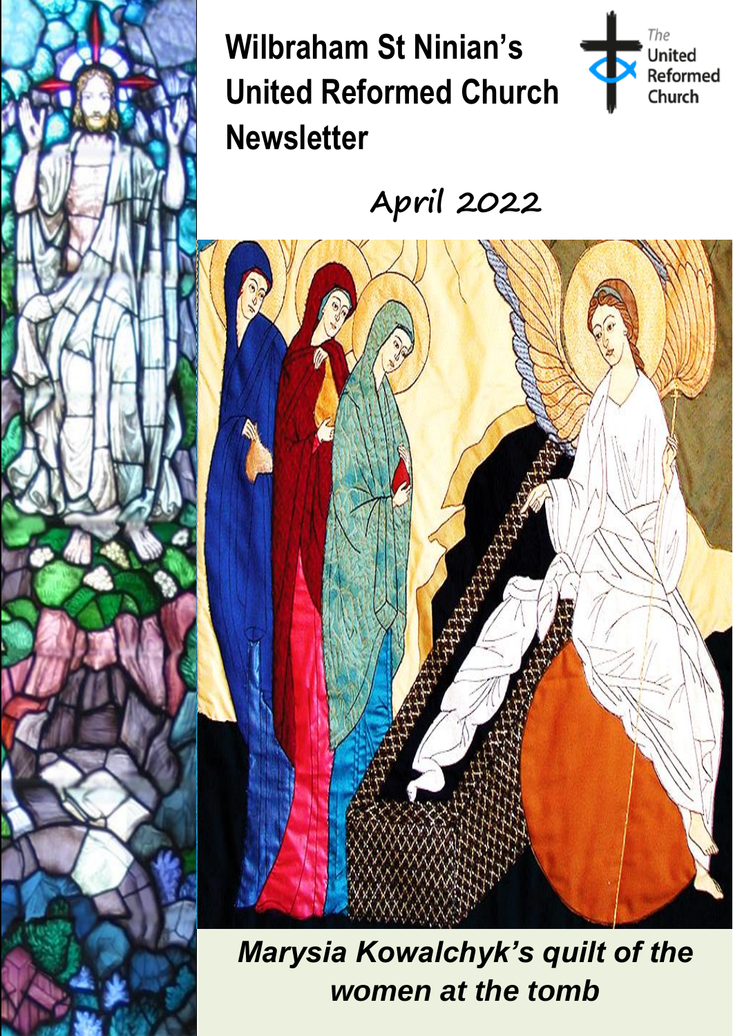# Wilbraham St Ninian's United Reformed Church Newsletter

The United Reformed Church

## April 2022

***Marysia Kowalchyk's quilt of the women at the tomb***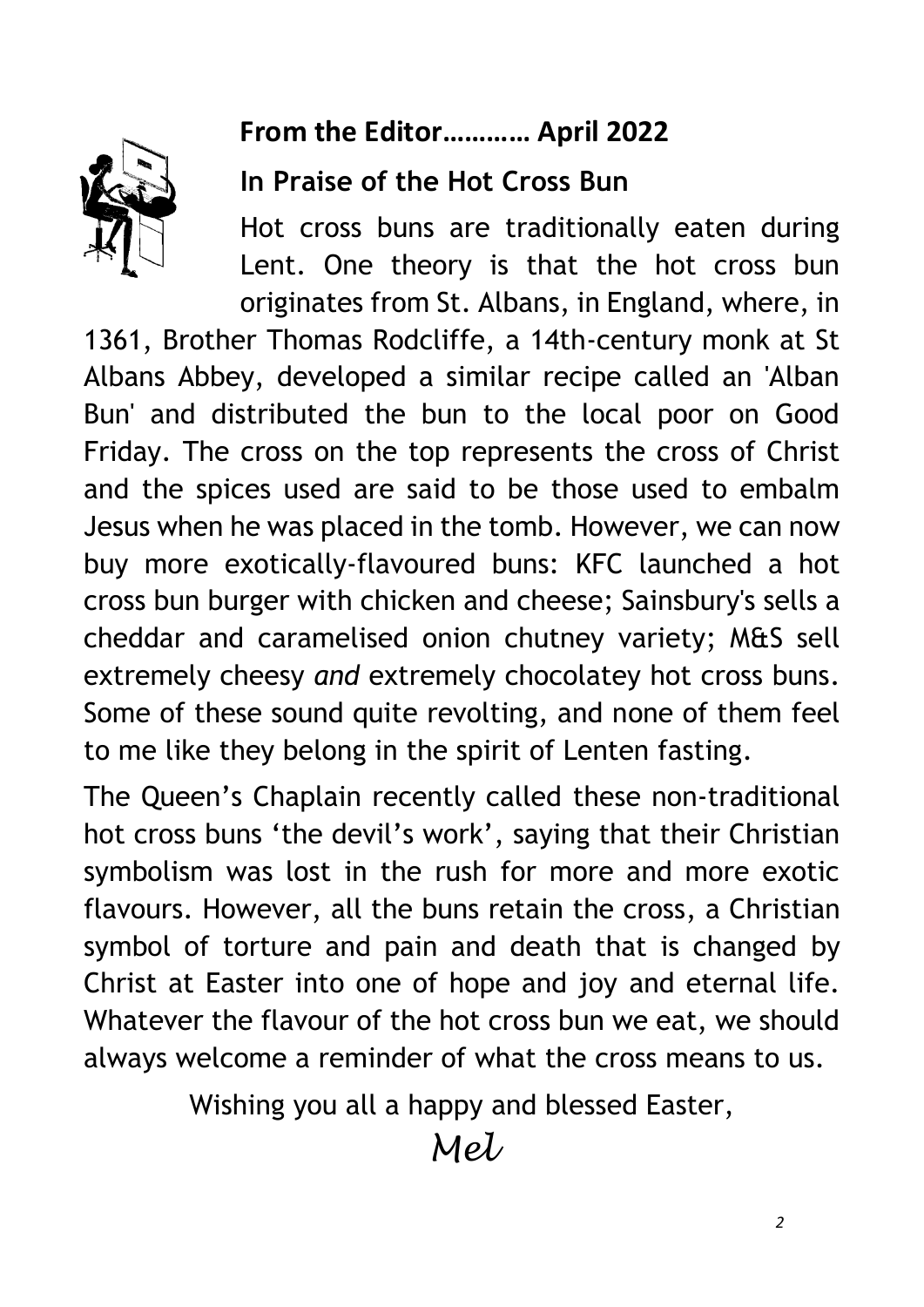## From the Editor……….. April 2022

### In Praise of the Hot Cross Bun

Hot cross buns are traditionally eaten during Lent. One theory is that the hot cross bun originates from St. Albans, in England, where, in 1361, Brother Thomas Rodcliffe, a 14th-century monk at St Albans Abbey, developed a similar recipe called an 'Alban Bun' and distributed the bun to the local poor on Good Friday. The cross on the top represents the cross of Christ and the spices used are said to be those used to embalm Jesus when he was placed in the tomb. However, we can now buy more exotically-flavoured buns: KFC launched a hot cross bun burger with chicken and cheese; Sainsbury's sells a cheddar and caramelised onion chutney variety; M&S sell extremely cheesy *and* extremely chocolatey hot cross buns. Some of these sound quite revolting, and none of them feel to me like they belong in the spirit of Lenten fasting.

The Queen's Chaplain recently called these non-traditional hot cross buns 'the devil's work', saying that their Christian symbolism was lost in the rush for more and more exotic flavours. However, all the buns retain the cross, a Christian symbol of torture and pain and death that is changed by Christ at Easter into one of hope and joy and eternal life. Whatever the flavour of the hot cross bun we eat, we should always welcome a reminder of what the cross means to us.

Wishing you all a happy and blessed Easter,

*Mel*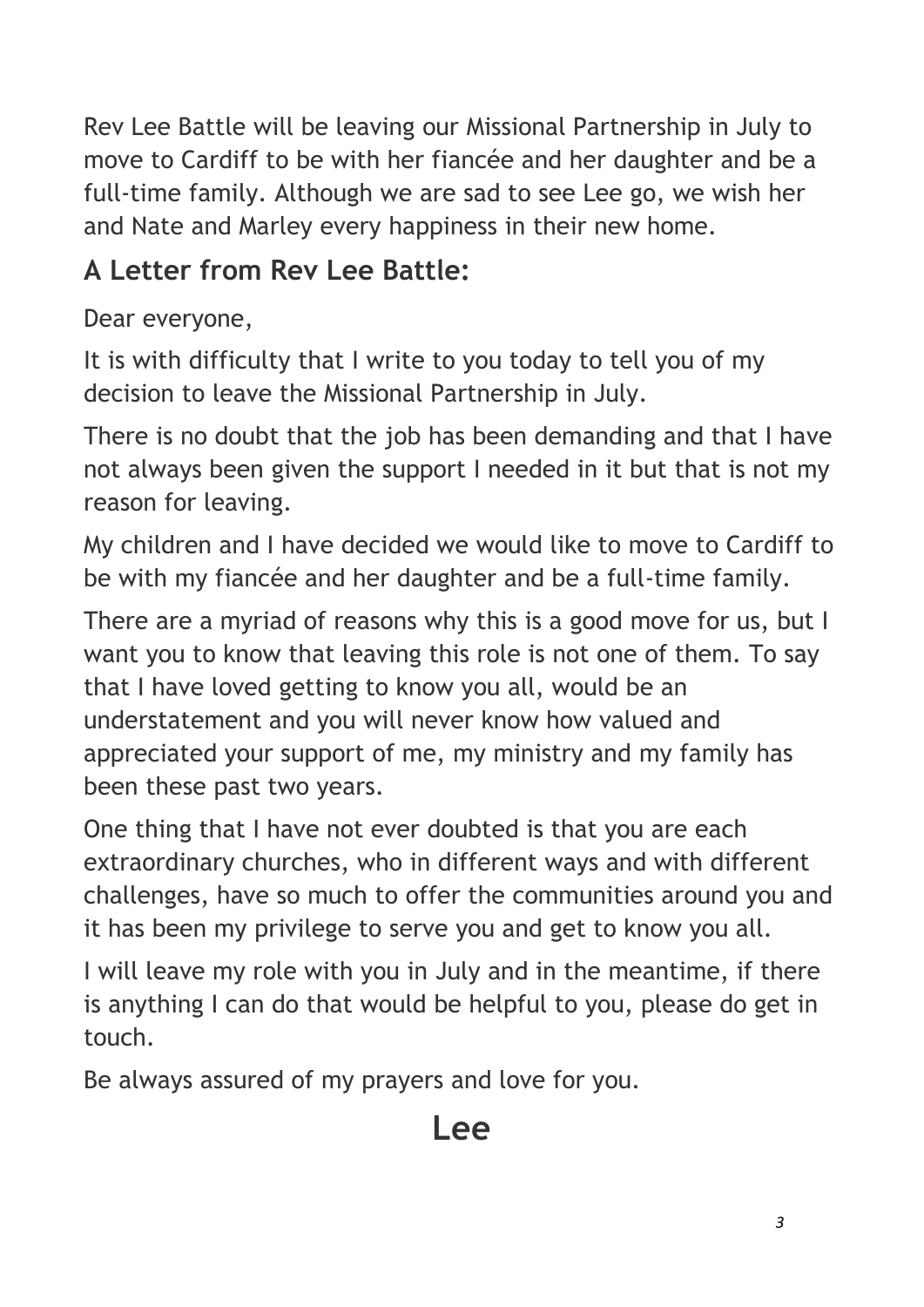Rev Lee Battle will be leaving our Missional Partnership in July to move to Cardiff to be with her fiancée and her daughter and be a full-time family. Although we are sad to see Lee go, we wish her and Nate and Marley every happiness in their new home.

## A Letter from Rev Lee Battle:

Dear everyone,

It is with difficulty that I write to you today to tell you of my decision to leave the Missional Partnership in July.

There is no doubt that the job has been demanding and that I have not always been given the support I needed in it but that is not my reason for leaving.

My children and I have decided we would like to move to Cardiff to be with my fiancée and her daughter and be a full-time family.

There are a myriad of reasons why this is a good move for us, but I want you to know that leaving this role is not one of them. To say that I have loved getting to know you all, would be an understatement and you will never know how valued and appreciated your support of me, my ministry and my family has been these past two years.

One thing that I have not ever doubted is that you are each extraordinary churches, who in different ways and with different challenges, have so much to offer the communities around you and it has been my privilege to serve you and get to know you all.

I will leave my role with you in July and in the meantime, if there is anything I can do that would be helpful to you, please do get in touch.

Be always assured of my prayers and love for you.

**Lee**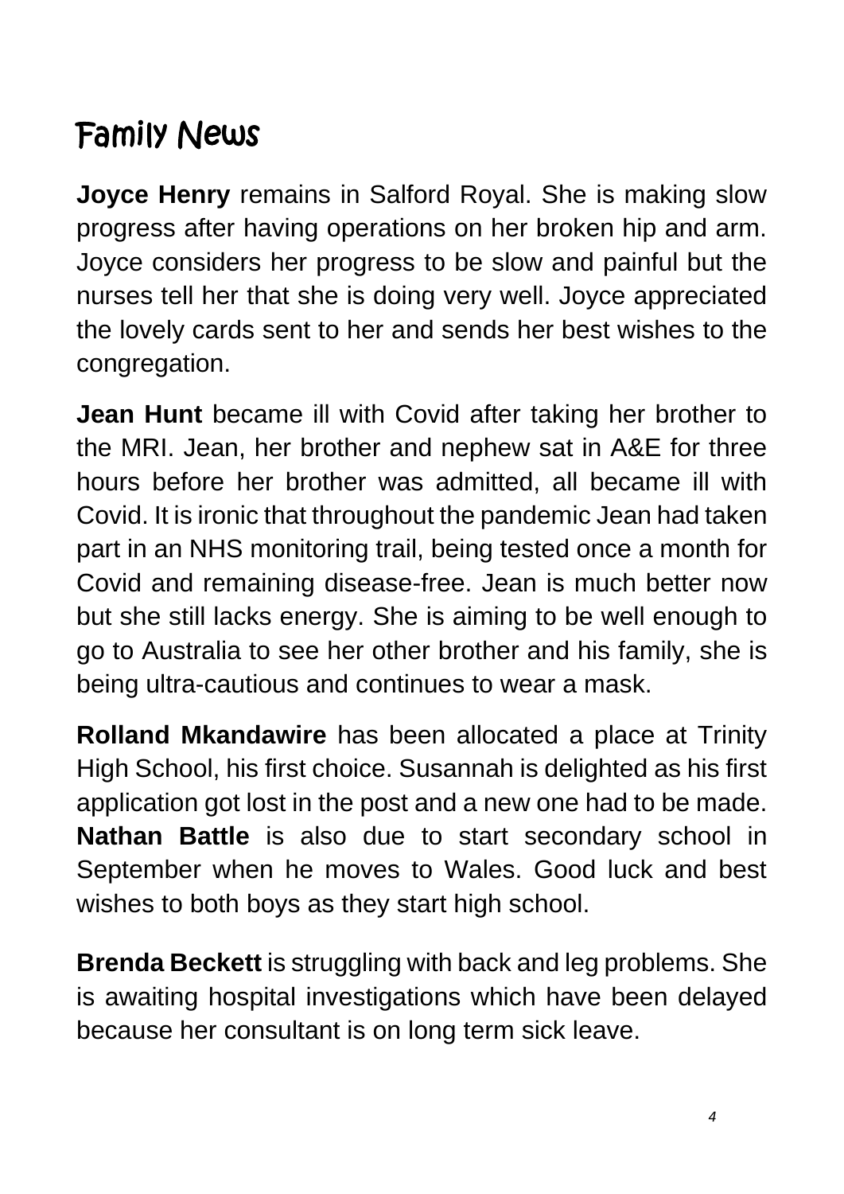# Family News

**Joyce Henry** remains in Salford Royal. She is making slow progress after having operations on her broken hip and arm. Joyce considers her progress to be slow and painful but the nurses tell her that she is doing very well. Joyce appreciated the lovely cards sent to her and sends her best wishes to the congregation.

**Jean Hunt** became ill with Covid after taking her brother to the MRI. Jean, her brother and nephew sat in A&E for three hours before her brother was admitted, all became ill with Covid. It is ironic that throughout the pandemic Jean had taken part in an NHS monitoring trail, being tested once a month for Covid and remaining disease-free. Jean is much better now but she still lacks energy. She is aiming to be well enough to go to Australia to see her other brother and his family, she is being ultra-cautious and continues to wear a mask.

**Rolland Mkandawire** has been allocated a place at Trinity High School, his first choice. Susannah is delighted as his first application got lost in the post and a new one had to be made. **Nathan Battle** is also due to start secondary school in September when he moves to Wales. Good luck and best wishes to both boys as they start high school.

**Brenda Beckett** is struggling with back and leg problems. She is awaiting hospital investigations which have been delayed because her consultant is on long term sick leave.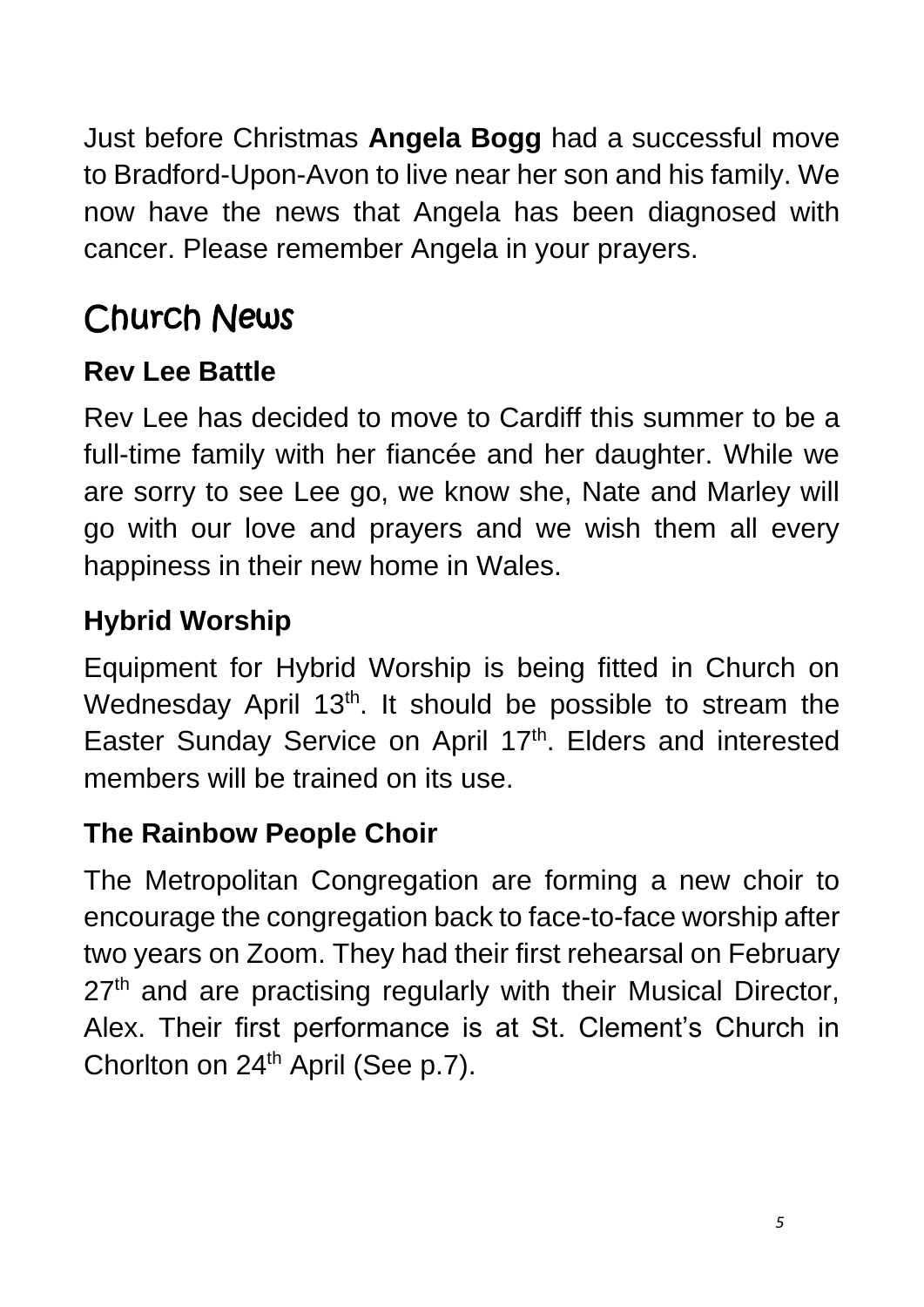Just before Christmas **Angela Bogg** had a successful move to Bradford-Upon-Avon to live near her son and his family. We now have the news that Angela has been diagnosed with cancer. Please remember Angela in your prayers.

# Church News

### Rev Lee Battle

Rev Lee has decided to move to Cardiff this summer to be a full-time family with her fiancée and her daughter. While we are sorry to see Lee go, we know she, Nate and Marley will go with our love and prayers and we wish them all every happiness in their new home in Wales.

### Hybrid Worship

Equipment for Hybrid Worship is being fitted in Church on Wednesday April 13th. It should be possible to stream the Easter Sunday Service on April 17th. Elders and interested members will be trained on its use.

### The Rainbow People Choir

The Metropolitan Congregation are forming a new choir to encourage the congregation back to face-to-face worship after two years on Zoom. They had their first rehearsal on February 27th and are practising regularly with their Musical Director, Alex. Their first performance is at St. Clement's Church in Chorlton on 24th April (See p.7).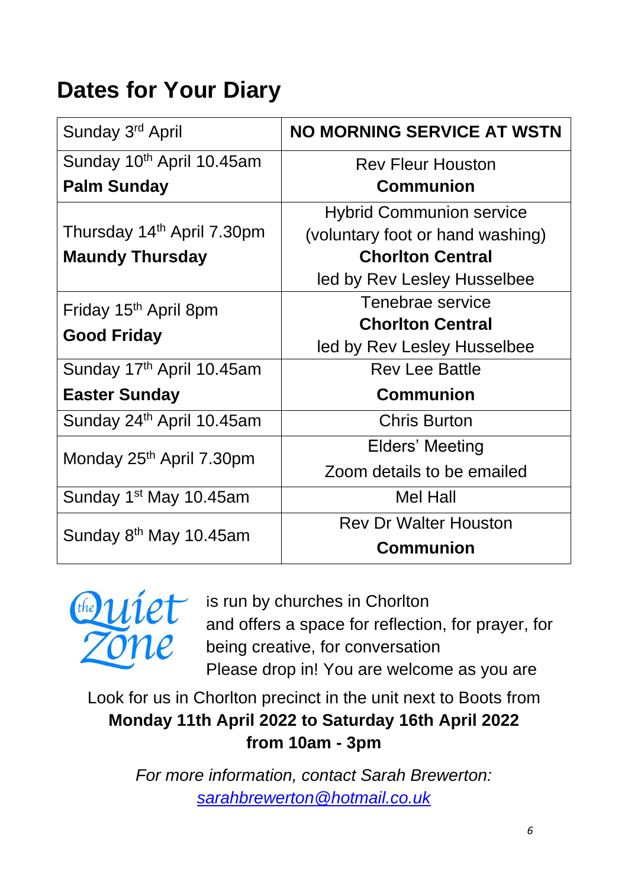## Dates for Your Diary

| | |
|---|---|
| Sunday 3rd April | **NO MORNING SERVICE AT WSTN** |
| Sunday 10th April 10.45am<br>**Palm Sunday** | Rev Fleur Houston<br>**Communion** |
| Thursday 14th April 7.30pm<br>**Maundy Thursday** | Hybrid Communion service<br>(voluntary foot or hand washing)<br>**Chorlton Central**<br>led by Rev Lesley Husselbee |
| Friday 15th April 8pm<br>**Good Friday** | Tenebrae service<br>**Chorlton Central**<br>led by Rev Lesley Husselbee |
| Sunday 17th April 10.45am<br>**Easter Sunday** | Rev Lee Battle<br>**Communion** |
| Sunday 24th April 10.45am | Chris Burton |
| Monday 25th April 7.30pm | Elders' Meeting<br>Zoom details to be emailed |
| Sunday 1st May 10.45am | Mel Hall |
| Sunday 8th May 10.45am | Rev Dr Walter Houston<br>**Communion** |

*the Quiet Zone* is run by churches in Chorlton and offers a space for reflection, for prayer, for being creative, for conversation
Please drop in! You are welcome as you are

Look for us in Chorlton precinct in the unit next to Boots from
**Monday 11th April 2022 to Saturday 16th April 2022**
**from 10am - 3pm**

*For more information, contact Sarah Brewerton:*
*sarahbrewerton@hotmail.co.uk*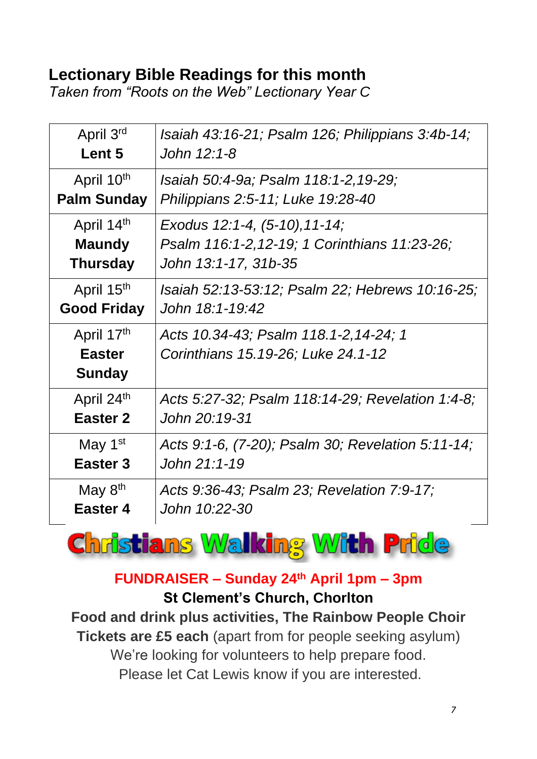## Lectionary Bible Readings for this month

*Taken from "Roots on the Web" Lectionary Year C*

| | |
|---|---|
| April 3rd **Lent 5** | *Isaiah 43:16-21; Psalm 126; Philippians 3:4b-14; John 12:1-8* |
| April 10th **Palm Sunday** | *Isaiah 50:4-9a; Psalm 118:1-2,19-29; Philippians 2:5-11; Luke 19:28-40* |
| April 14th **Maundy Thursday** | *Exodus 12:1-4, (5-10),11-14; Psalm 116:1-2,12-19; 1 Corinthians 11:23-26; John 13:1-17, 31b-35* |
| April 15th **Good Friday** | *Isaiah 52:13-53:12; Psalm 22; Hebrews 10:16-25; John 18:1-19:42* |
| April 17th **Easter Sunday** | *Acts 10.34-43; Psalm 118.1-2,14-24; 1 Corinthians 15.19-26; Luke 24.1-12* |
| April 24th **Easter 2** | *Acts 5:27-32; Psalm 118:14-29; Revelation 1:4-8; John 20:19-31* |
| May 1st **Easter 3** | *Acts 9:1-6, (7-20); Psalm 30; Revelation 5:11-14; John 21:1-19* |
| May 8th **Easter 4** | *Acts 9:36-43; Psalm 23; Revelation 7:9-17; John 10:22-30* |

## Christians Walking With Pride

**FUNDRAISER – Sunday 24th April 1pm – 3pm**

**St Clement's Church, Chorlton**

**Food and drink plus activities, The Rainbow People Choir**

**Tickets are £5 each** (apart from for people seeking asylum)

We're looking for volunteers to help prepare food.

Please let Cat Lewis know if you are interested.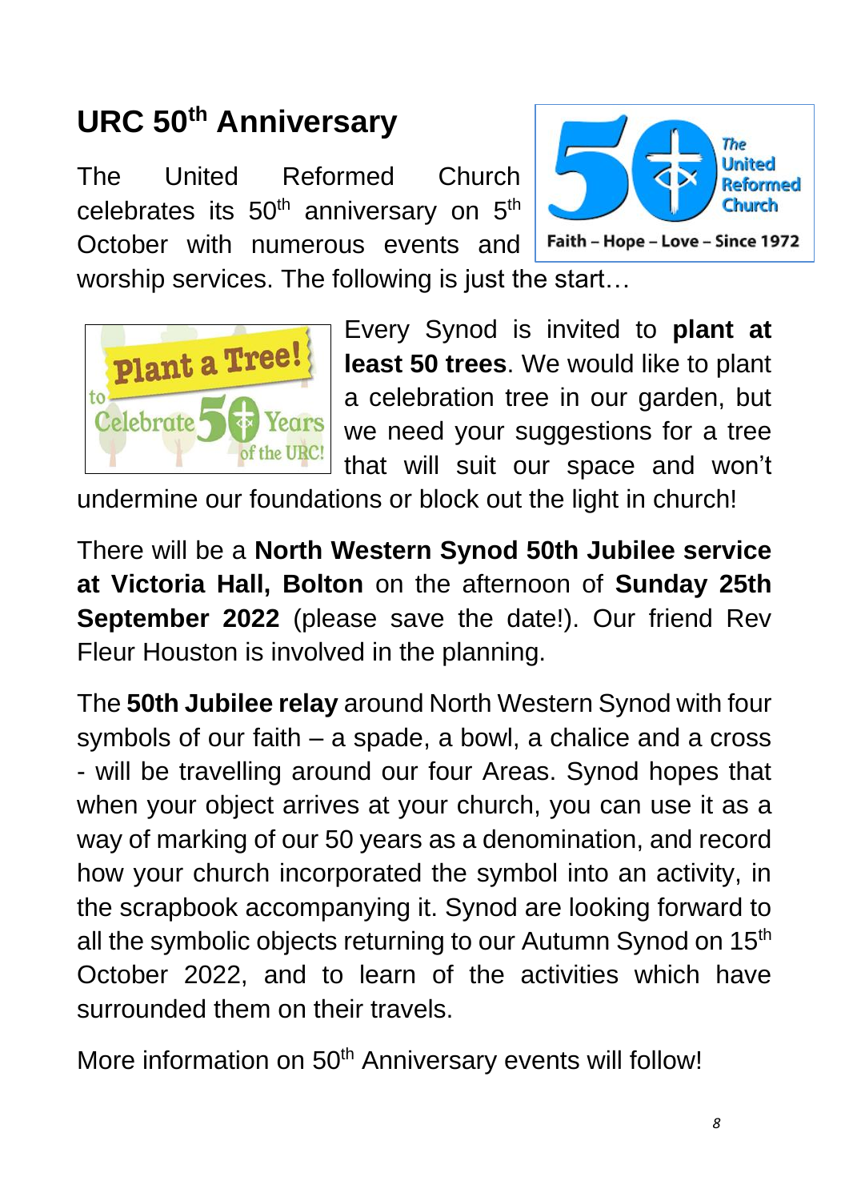# URC 50th Anniversary

The United Reformed Church celebrates its 50th anniversary on 5th October with numerous events and worship services. The following is just the start…

Every Synod is invited to **plant at least 50 trees**. We would like to plant a celebration tree in our garden, but we need your suggestions for a tree that will suit our space and won't undermine our foundations or block out the light in church!

There will be a **North Western Synod 50th Jubilee service at Victoria Hall, Bolton** on the afternoon of **Sunday 25th September 2022** (please save the date!). Our friend Rev Fleur Houston is involved in the planning.

The **50th Jubilee relay** around North Western Synod with four symbols of our faith – a spade, a bowl, a chalice and a cross - will be travelling around our four Areas. Synod hopes that when your object arrives at your church, you can use it as a way of marking of our 50 years as a denomination, and record how your church incorporated the symbol into an activity, in the scrapbook accompanying it. Synod are looking forward to all the symbolic objects returning to our Autumn Synod on 15th October 2022, and to learn of the activities which have surrounded them on their travels.

More information on 50th Anniversary events will follow!